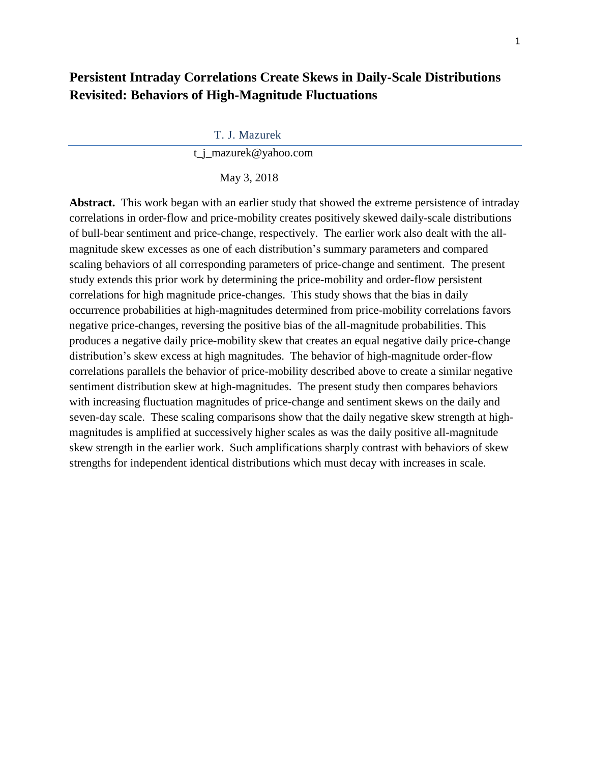# Persistent Intraday Correlations Create Skews in Daily-Scale Distributions Revisited: Behaviors of High-Magnitude Fluctuations

T. J. Mazurek

t_j_mazurek@yahoo.com

May 3, 2018

**Abstract.** This work began with an earlier study that showed the extreme persistence of intraday correlations in order-flow and price-mobility creates positively skewed daily-scale distributions of bull-bear sentiment and price-change, respectively. The earlier work also dealt with the all-magnitude skew excesses as one of each distribution's summary parameters and compared scaling behaviors of all corresponding parameters of price-change and sentiment. The present study extends this prior work by determining the price-mobility and order-flow persistent correlations for high magnitude price-changes. This study shows that the bias in daily occurrence probabilities at high-magnitudes determined from price-mobility correlations favors negative price-changes, reversing the positive bias of the all-magnitude probabilities. This produces a negative daily price-mobility skew that creates an equal negative daily price-change distribution's skew excess at high magnitudes. The behavior of high-magnitude order-flow correlations parallels the behavior of price-mobility described above to create a similar negative sentiment distribution skew at high-magnitudes. The present study then compares behaviors with increasing fluctuation magnitudes of price-change and sentiment skews on the daily and seven-day scale. These scaling comparisons show that the daily negative skew strength at high-magnitudes is amplified at successively higher scales as was the daily positive all-magnitude skew strength in the earlier work. Such amplifications sharply contrast with behaviors of skew strengths for independent identical distributions which must decay with increases in scale.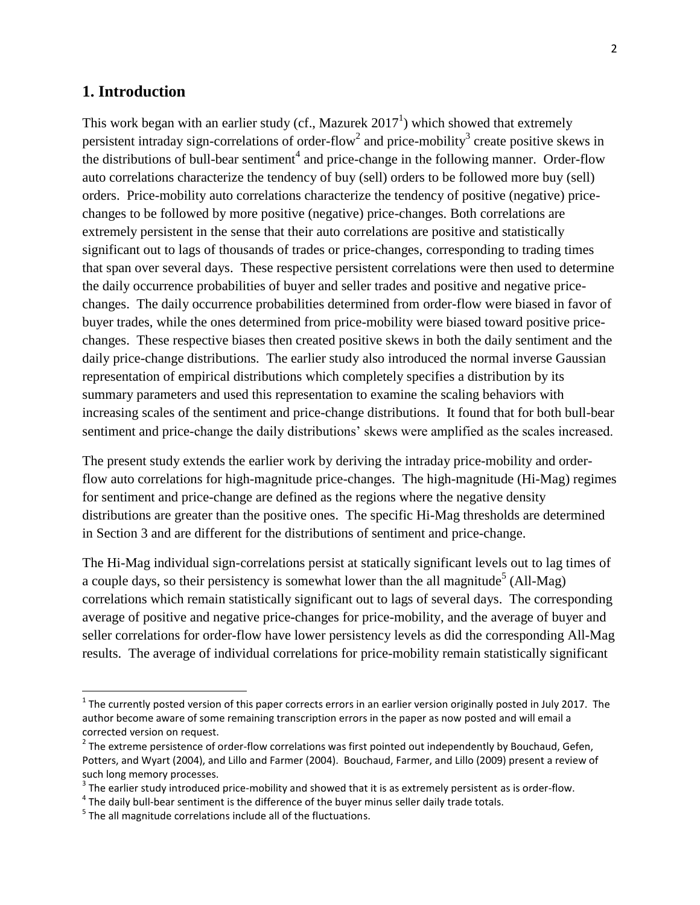## 1. Introduction

This work began with an earlier study (cf., Mazurek 2017[1]) which showed that extremely persistent intraday sign-correlations of order-flow[2] and price-mobility[3] create positive skews in the distributions of bull-bear sentiment[4] and price-change in the following manner. Order-flow auto correlations characterize the tendency of buy (sell) orders to be followed more buy (sell) orders. Price-mobility auto correlations characterize the tendency of positive (negative) price-changes to be followed by more positive (negative) price-changes. Both correlations are extremely persistent in the sense that their auto correlations are positive and statistically significant out to lags of thousands of trades or price-changes, corresponding to trading times that span over several days. These respective persistent correlations were then used to determine the daily occurrence probabilities of buyer and seller trades and positive and negative price-changes. The daily occurrence probabilities determined from order-flow were biased in favor of buyer trades, while the ones determined from price-mobility were biased toward positive price-changes. These respective biases then created positive skews in both the daily sentiment and the daily price-change distributions. The earlier study also introduced the normal inverse Gaussian representation of empirical distributions which completely specifies a distribution by its summary parameters and used this representation to examine the scaling behaviors with increasing scales of the sentiment and price-change distributions. It found that for both bull-bear sentiment and price-change the daily distributions' skews were amplified as the scales increased.

The present study extends the earlier work by deriving the intraday price-mobility and order-flow auto correlations for high-magnitude price-changes. The high-magnitude (Hi-Mag) regimes for sentiment and price-change are defined as the regions where the negative density distributions are greater than the positive ones. The specific Hi-Mag thresholds are determined in Section 3 and are different for the distributions of sentiment and price-change.

The Hi-Mag individual sign-correlations persist at statically significant levels out to lag times of a couple days, so their persistency is somewhat lower than the all magnitude[5] (All-Mag) correlations which remain statistically significant out to lags of several days. The corresponding average of positive and negative price-changes for price-mobility, and the average of buyer and seller correlations for order-flow have lower persistency levels as did the corresponding All-Mag results. The average of individual correlations for price-mobility remain statistically significant

---

[1] The currently posted version of this paper corrects errors in an earlier version originally posted in July 2017. The author become aware of some remaining transcription errors in the paper as now posted and will email a corrected version on request.

[2] The extreme persistence of order-flow correlations was first pointed out independently by Bouchaud, Gefen, Potters, and Wyart (2004), and Lillo and Farmer (2004). Bouchaud, Farmer, and Lillo (2009) present a review of such long memory processes.

[3] The earlier study introduced price-mobility and showed that it is as extremely persistent as is order-flow.

[4] The daily bull-bear sentiment is the difference of the buyer minus seller daily trade totals.

[5] The all magnitude correlations include all of the fluctuations.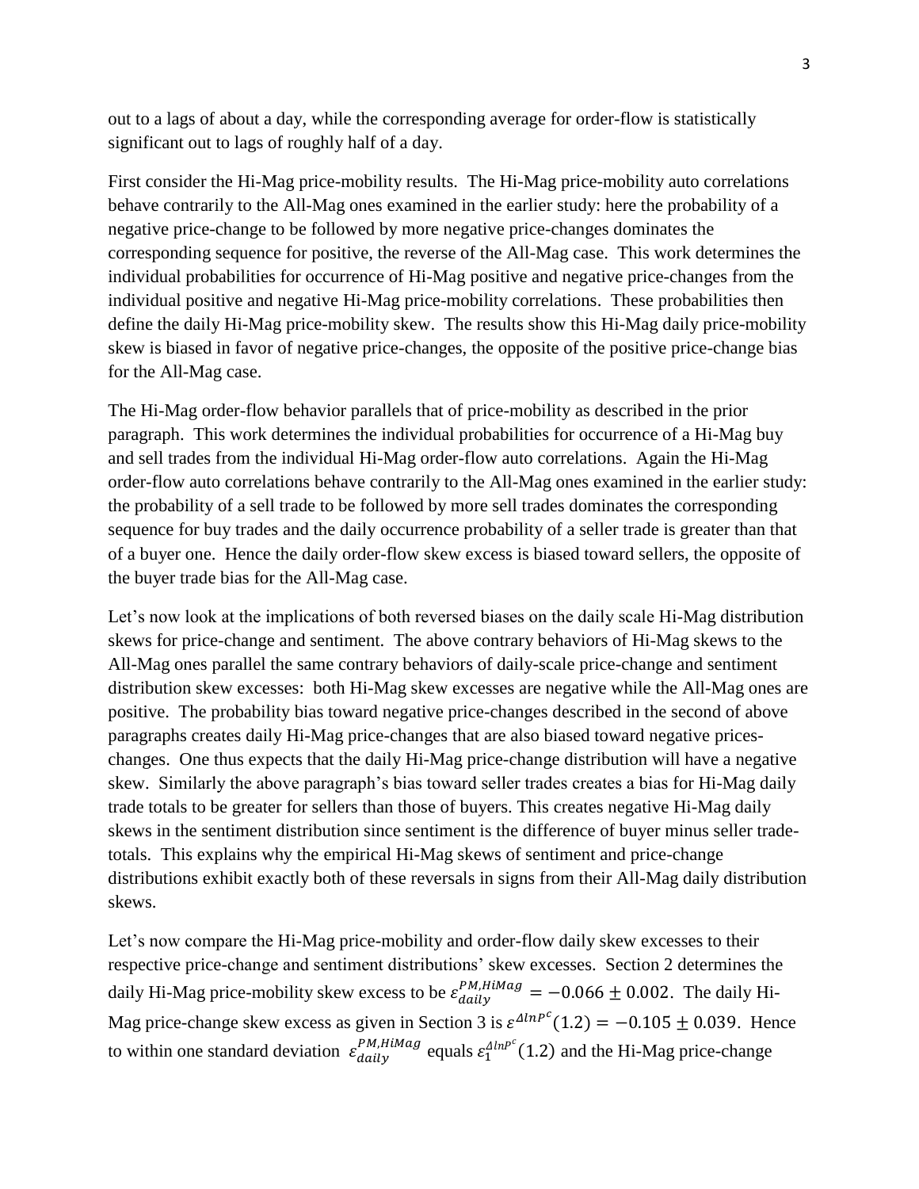out to a lags of about a day, while the corresponding average for order-flow is statistically significant out to lags of roughly half of a day.

First consider the Hi-Mag price-mobility results. The Hi-Mag price-mobility auto correlations behave contrarily to the All-Mag ones examined in the earlier study: here the probability of a negative price-change to be followed by more negative price-changes dominates the corresponding sequence for positive, the reverse of the All-Mag case. This work determines the individual probabilities for occurrence of Hi-Mag positive and negative price-changes from the individual positive and negative Hi-Mag price-mobility correlations. These probabilities then define the daily Hi-Mag price-mobility skew. The results show this Hi-Mag daily price-mobility skew is biased in favor of negative price-changes, the opposite of the positive price-change bias for the All-Mag case.

The Hi-Mag order-flow behavior parallels that of price-mobility as described in the prior paragraph. This work determines the individual probabilities for occurrence of a Hi-Mag buy and sell trades from the individual Hi-Mag order-flow auto correlations. Again the Hi-Mag order-flow auto correlations behave contrarily to the All-Mag ones examined in the earlier study: the probability of a sell trade to be followed by more sell trades dominates the corresponding sequence for buy trades and the daily occurrence probability of a seller trade is greater than that of a buyer one. Hence the daily order-flow skew excess is biased toward sellers, the opposite of the buyer trade bias for the All-Mag case.

Let's now look at the implications of both reversed biases on the daily scale Hi-Mag distribution skews for price-change and sentiment. The above contrary behaviors of Hi-Mag skews to the All-Mag ones parallel the same contrary behaviors of daily-scale price-change and sentiment distribution skew excesses: both Hi-Mag skew excesses are negative while the All-Mag ones are positive. The probability bias toward negative price-changes described in the second of above paragraphs creates daily Hi-Mag price-changes that are also biased toward negative prices-changes. One thus expects that the daily Hi-Mag price-change distribution will have a negative skew. Similarly the above paragraph's bias toward seller trades creates a bias for Hi-Mag daily trade totals to be greater for sellers than those of buyers. This creates negative Hi-Mag daily skews in the sentiment distribution since sentiment is the difference of buyer minus seller trade-totals. This explains why the empirical Hi-Mag skews of sentiment and price-change distributions exhibit exactly both of these reversals in signs from their All-Mag daily distribution skews.

Let's now compare the Hi-Mag price-mobility and order-flow daily skew excesses to their respective price-change and sentiment distributions' skew excesses. Section 2 determines the daily Hi-Mag price-mobility skew excess to be $\varepsilon_{daily}^{PM,HiMag} = -0.066 \pm 0.002$. The daily Hi-Mag price-change skew excess as given in Section 3 is $\varepsilon^{\Delta lnP^c}(1.2) = -0.105 \pm 0.039$. Hence to within one standard deviation $\varepsilon_{daily}^{PM,HiMag}$ equals $\varepsilon_1^{\Delta lnP^c}(1.2)$ and the Hi-Mag price-change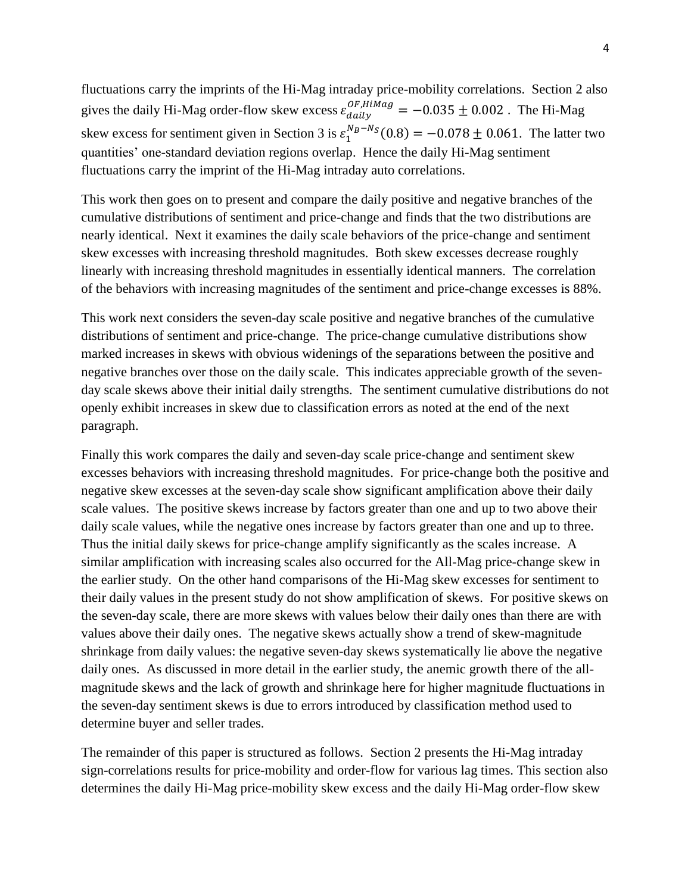fluctuations carry the imprints of the Hi-Mag intraday price-mobility correlations. Section 2 also gives the daily Hi-Mag order-flow skew excess $\varepsilon_{daily}^{OF,HiMag} = -0.035 \pm 0.002$ . The Hi-Mag skew excess for sentiment given in Section 3 is $\varepsilon_1^{N_B-N_S}(0.8) = -0.078 \pm 0.061$. The latter two quantities' one-standard deviation regions overlap. Hence the daily Hi-Mag sentiment fluctuations carry the imprint of the Hi-Mag intraday auto correlations.

This work then goes on to present and compare the daily positive and negative branches of the cumulative distributions of sentiment and price-change and finds that the two distributions are nearly identical. Next it examines the daily scale behaviors of the price-change and sentiment skew excesses with increasing threshold magnitudes. Both skew excesses decrease roughly linearly with increasing threshold magnitudes in essentially identical manners. The correlation of the behaviors with increasing magnitudes of the sentiment and price-change excesses is 88%.

This work next considers the seven-day scale positive and negative branches of the cumulative distributions of sentiment and price-change. The price-change cumulative distributions show marked increases in skews with obvious widenings of the separations between the positive and negative branches over those on the daily scale. This indicates appreciable growth of the seven-day scale skews above their initial daily strengths. The sentiment cumulative distributions do not openly exhibit increases in skew due to classification errors as noted at the end of the next paragraph.

Finally this work compares the daily and seven-day scale price-change and sentiment skew excesses behaviors with increasing threshold magnitudes. For price-change both the positive and negative skew excesses at the seven-day scale show significant amplification above their daily scale values. The positive skews increase by factors greater than one and up to two above their daily scale values, while the negative ones increase by factors greater than one and up to three. Thus the initial daily skews for price-change amplify significantly as the scales increase. A similar amplification with increasing scales also occurred for the All-Mag price-change skew in the earlier study. On the other hand comparisons of the Hi-Mag skew excesses for sentiment to their daily values in the present study do not show amplification of skews. For positive skews on the seven-day scale, there are more skews with values below their daily ones than there are with values above their daily ones. The negative skews actually show a trend of skew-magnitude shrinkage from daily values: the negative seven-day skews systematically lie above the negative daily ones. As discussed in more detail in the earlier study, the anemic growth there of the all-magnitude skews and the lack of growth and shrinkage here for higher magnitude fluctuations in the seven-day sentiment skews is due to errors introduced by classification method used to determine buyer and seller trades.

The remainder of this paper is structured as follows. Section 2 presents the Hi-Mag intraday sign-correlations results for price-mobility and order-flow for various lag times. This section also determines the daily Hi-Mag price-mobility skew excess and the daily Hi-Mag order-flow skew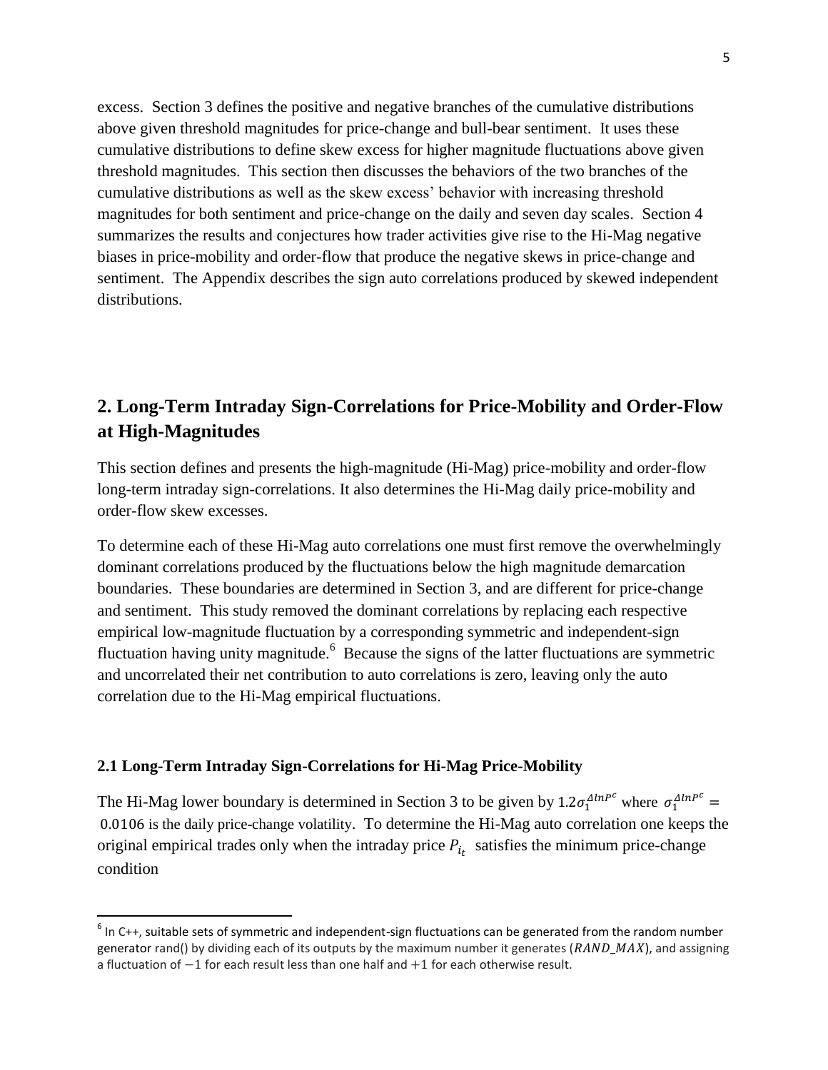excess. Section 3 defines the positive and negative branches of the cumulative distributions above given threshold magnitudes for price-change and bull-bear sentiment. It uses these cumulative distributions to define skew excess for higher magnitude fluctuations above given threshold magnitudes. This section then discusses the behaviors of the two branches of the cumulative distributions as well as the skew excess' behavior with increasing threshold magnitudes for both sentiment and price-change on the daily and seven day scales. Section 4 summarizes the results and conjectures how trader activities give rise to the Hi-Mag negative biases in price-mobility and order-flow that produce the negative skews in price-change and sentiment. The Appendix describes the sign auto correlations produced by skewed independent distributions.

## 2. Long-Term Intraday Sign-Correlations for Price-Mobility and Order-Flow at High-Magnitudes

This section defines and presents the high-magnitude (Hi-Mag) price-mobility and order-flow long-term intraday sign-correlations. It also determines the Hi-Mag daily price-mobility and order-flow skew excesses.

To determine each of these Hi-Mag auto correlations one must first remove the overwhelmingly dominant correlations produced by the fluctuations below the high magnitude demarcation boundaries. These boundaries are determined in Section 3, and are different for price-change and sentiment. This study removed the dominant correlations by replacing each respective empirical low-magnitude fluctuation by a corresponding symmetric and independent-sign fluctuation having unity magnitude.[6] Because the signs of the latter fluctuations are symmetric and uncorrelated their net contribution to auto correlations is zero, leaving only the auto correlation due to the Hi-Mag empirical fluctuations.

### 2.1 Long-Term Intraday Sign-Correlations for Hi-Mag Price-Mobility

The Hi-Mag lower boundary is determined in Section 3 to be given by $1.2\sigma_1^{\Delta lnP^c}$ where $\sigma_1^{\Delta lnP^c} = 0.0106$ is the daily price-change volatility. To determine the Hi-Mag auto correlation one keeps the original empirical trades only when the intraday price $P_{i_t}$ satisfies the minimum price-change condition

---

[6] In C++, suitable sets of symmetric and independent-sign fluctuations can be generated from the random number generator rand() by dividing each of its outputs by the maximum number it generates ($RAND\_MAX$), and assigning a fluctuation of $-1$ for each result less than one half and $+1$ for each otherwise result.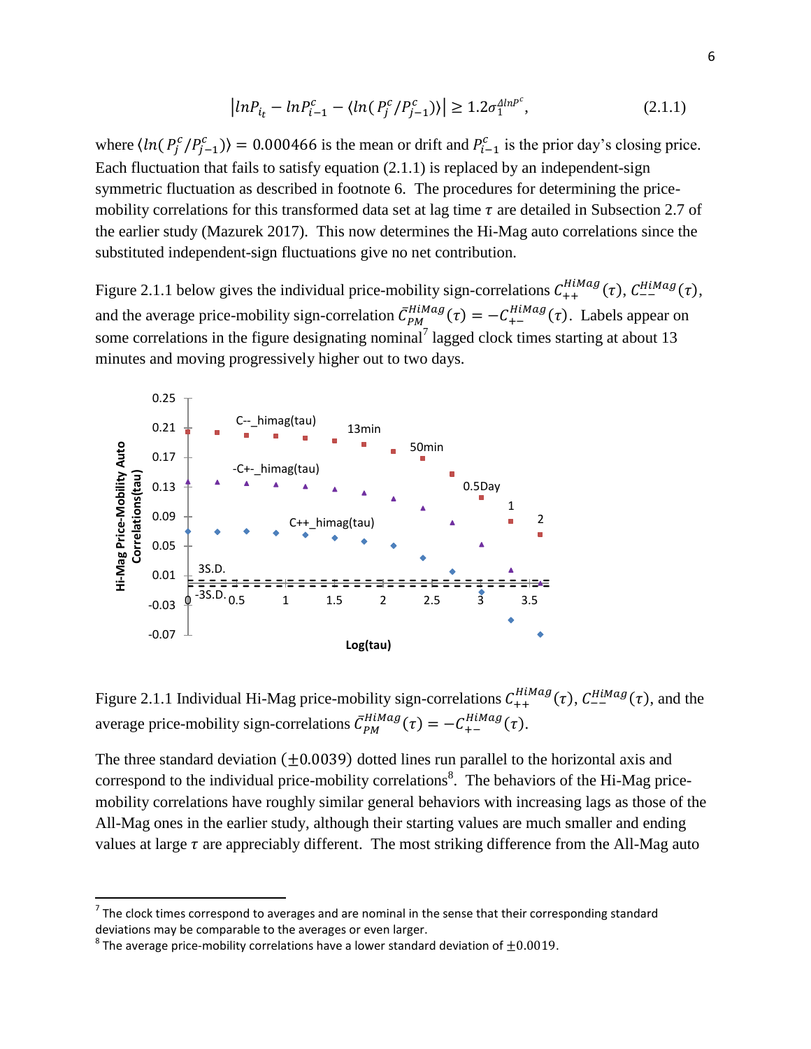$$\left|lnP_{i_t} - lnP_{i-1}^c - \langle ln(P_j^c/P_{j-1}^c)\rangle\right| \geq 1.2\sigma_1^{\Delta lnP^c}, \tag{2.1.1}$$

where $\langle ln(P_j^c/P_{j-1}^c)\rangle = 0.000466$ is the mean or drift and $P_{i-1}^c$ is the prior day's closing price. Each fluctuation that fails to satisfy equation (2.1.1) is replaced by an independent-sign symmetric fluctuation as described in footnote 6. The procedures for determining the price-mobility correlations for this transformed data set at lag time $\tau$ are detailed in Subsection 2.7 of the earlier study (Mazurek 2017). This now determines the Hi-Mag auto correlations since the substituted independent-sign fluctuations give no net contribution.

Figure 2.1.1 below gives the individual price-mobility sign-correlations $C_{++}^{HiMag}(\tau)$, $C_{--}^{HiMag}(\tau)$, and the average price-mobility sign-correlation $\bar{C}_{PM}^{HiMag}(\tau) = -C_{+-}^{HiMag}(\tau)$. Labels appear on some correlations in the figure designating nominal[7] lagged clock times starting at about 13 minutes and moving progressively higher out to two days.

Figure 2.1.1 Individual Hi-Mag price-mobility sign-correlations $C_{++}^{HiMag}(\tau)$, $C_{--}^{HiMag}(\tau)$, and the average price-mobility sign-correlations $\bar{C}_{PM}^{HiMag}(\tau) = -C_{+-}^{HiMag}(\tau)$.

The three standard deviation ($\pm 0.0039$) dotted lines run parallel to the horizontal axis and correspond to the individual price-mobility correlations[8]. The behaviors of the Hi-Mag price-mobility correlations have roughly similar general behaviors with increasing lags as those of the All-Mag ones in the earlier study, although their starting values are much smaller and ending values at large $\tau$ are appreciably different. The most striking difference from the All-Mag auto

[7] The clock times correspond to averages and are nominal in the sense that their corresponding standard deviations may be comparable to the averages or even larger.

[8] The average price-mobility correlations have a lower standard deviation of $\pm 0.0019$.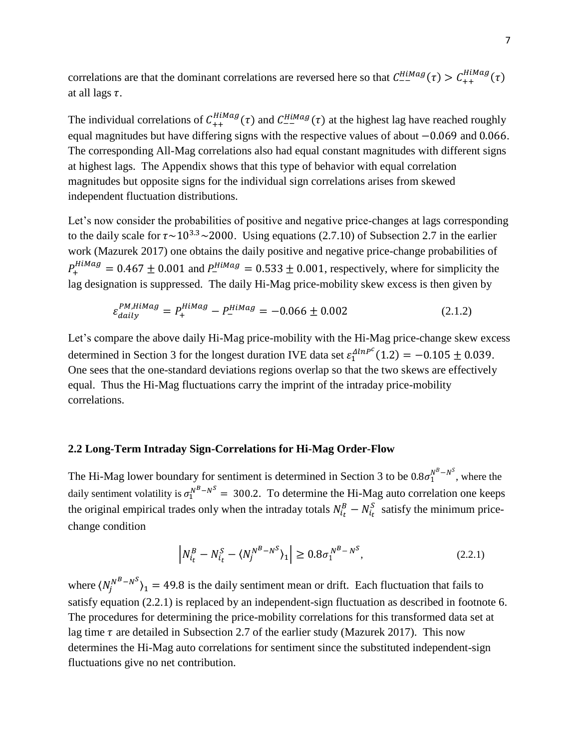correlations are that the dominant correlations are reversed here so that $C_{--}^{HiMag}(\tau) > C_{++}^{HiMag}(\tau)$ at all lags $\tau$.

The individual correlations of $C_{++}^{HiMag}(\tau)$ and $C_{--}^{HiMag}(\tau)$ at the highest lag have reached roughly equal magnitudes but have differing signs with the respective values of about $-0.069$ and $0.066$. The corresponding All-Mag correlations also had equal constant magnitudes with different signs at highest lags. The Appendix shows that this type of behavior with equal correlation magnitudes but opposite signs for the individual sign correlations arises from skewed independent fluctuation distributions.

Let's now consider the probabilities of positive and negative price-changes at lags corresponding to the daily scale for $\tau \sim 10^{3.3} \sim 2000$. Using equations (2.7.10) of Subsection 2.7 in the earlier work (Mazurek 2017) one obtains the daily positive and negative price-change probabilities of $P_{+}^{HiMag} = 0.467 \pm 0.001$ and $P_{-}^{HiMag} = 0.533 \pm 0.001$, respectively, where for simplicity the lag designation is suppressed. The daily Hi-Mag price-mobility skew excess is then given by

$$\varepsilon_{daily}^{PM,HiMag} = P_{+}^{HiMag} - P_{-}^{HiMag} = -0.066 \pm 0.002 \tag{2.1.2}$$

Let's compare the above daily Hi-Mag price-mobility with the Hi-Mag price-change skew excess determined in Section 3 for the longest duration IVE data set $\varepsilon_{1}^{AlnP^{c}}(1.2) = -0.105 \pm 0.039$. One sees that the one-standard deviations regions overlap so that the two skews are effectively equal. Thus the Hi-Mag fluctuations carry the imprint of the intraday price-mobility correlations.

## 2.2 Long-Term Intraday Sign-Correlations for Hi-Mag Order-Flow

The Hi-Mag lower boundary for sentiment is determined in Section 3 to be $0.8\sigma_{1}^{N^{B}-N^{S}}$, where the daily sentiment volatility is $\sigma_{1}^{N^{B}-N^{S}} = 300.2$. To determine the Hi-Mag auto correlation one keeps the original empirical trades only when the intraday totals $N_{i_t}^{B} - N_{i_t}^{S}$ satisfy the minimum price-change condition

$$\left| N_{i_t}^{B} - N_{i_t}^{S} - \langle N_{j}^{N^{B}-N^{S}} \rangle_{1} \right| \geq 0.8\sigma_{1}^{N^{B}-N^{S}}, \tag{2.2.1}$$

where $\langle N_{j}^{N^{B}-N^{S}} \rangle_{1} = 49.8$ is the daily sentiment mean or drift. Each fluctuation that fails to satisfy equation (2.2.1) is replaced by an independent-sign fluctuation as described in footnote 6. The procedures for determining the price-mobility correlations for this transformed data set at lag time $\tau$ are detailed in Subsection 2.7 of the earlier study (Mazurek 2017). This now determines the Hi-Mag auto correlations for sentiment since the substituted independent-sign fluctuations give no net contribution.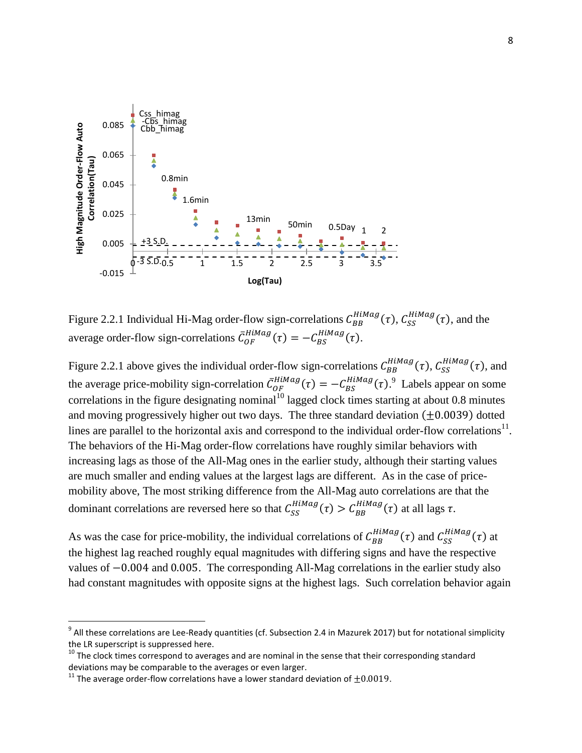Figure 2.2.1 Individual Hi-Mag order-flow sign-correlations $C_{BB}^{HiMag}(\tau)$, $C_{SS}^{HiMag}(\tau)$, and the average order-flow sign-correlations $\bar{C}_{OF}^{HiMag}(\tau) = -C_{BS}^{HiMag}(\tau)$.

Figure 2.2.1 above gives the individual order-flow sign-correlations $C_{BB}^{HiMag}(\tau)$, $C_{SS}^{HiMag}(\tau)$, and the average price-mobility sign-correlation $\bar{C}_{OF}^{HiMag}(\tau) = -C_{BS}^{HiMag}(\tau)$.[9] Labels appear on some correlations in the figure designating nominal[10] lagged clock times starting at about 0.8 minutes and moving progressively higher out two days. The three standard deviation $(\pm 0.0039)$ dotted lines are parallel to the horizontal axis and correspond to the individual order-flow correlations[11]. The behaviors of the Hi-Mag order-flow correlations have roughly similar behaviors with increasing lags as those of the All-Mag ones in the earlier study, although their starting values are much smaller and ending values at the largest lags are different. As in the case of price-mobility above, The most striking difference from the All-Mag auto correlations are that the dominant correlations are reversed here so that $C_{SS}^{HiMag}(\tau) > C_{BB}^{HiMag}(\tau)$ at all lags $\tau$.

As was the case for price-mobility, the individual correlations of $C_{BB}^{HiMag}(\tau)$ and $C_{SS}^{HiMag}(\tau)$ at the highest lag reached roughly equal magnitudes with differing signs and have the respective values of $-0.004$ and $0.005$. The corresponding All-Mag correlations in the earlier study also had constant magnitudes with opposite signs at the highest lags. Such correlation behavior again

[9] All these correlations are Lee-Ready quantities (cf. Subsection 2.4 in Mazurek 2017) but for notational simplicity the LR superscript is suppressed here.

[10] The clock times correspond to averages and are nominal in the sense that their corresponding standard deviations may be comparable to the averages or even larger.

[11] The average order-flow correlations have a lower standard deviation of $\pm 0.0019$.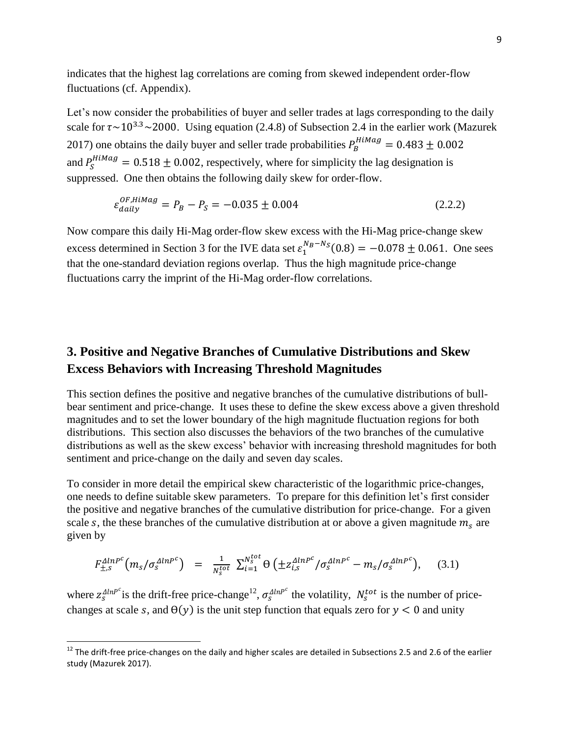indicates that the highest lag correlations are coming from skewed independent order-flow fluctuations (cf. Appendix).

Let's now consider the probabilities of buyer and seller trades at lags corresponding to the daily scale for $\tau \sim 10^{3.3} \sim 2000$. Using equation (2.4.8) of Subsection 2.4 in the earlier work (Mazurek 2017) one obtains the daily buyer and seller trade probabilities $P_B^{HiMag} = 0.483 \pm 0.002$ and $P_S^{HiMag} = 0.518 \pm 0.002$, respectively, where for simplicity the lag designation is suppressed. One then obtains the following daily skew for order-flow.

$$\varepsilon_{daily}^{OF,HiMag} = P_B - P_S = -0.035 \pm 0.004 \tag{2.2.2}$$

Now compare this daily Hi-Mag order-flow skew excess with the Hi-Mag price-change skew excess determined in Section 3 for the IVE data set $\varepsilon_1^{N_B - N_S}(0.8) = -0.078 \pm 0.061$. One sees that the one-standard deviation regions overlap. Thus the high magnitude price-change fluctuations carry the imprint of the Hi-Mag order-flow correlations.

## 3. Positive and Negative Branches of Cumulative Distributions and Skew Excess Behaviors with Increasing Threshold Magnitudes

This section defines the positive and negative branches of the cumulative distributions of bull-bear sentiment and price-change. It uses these to define the skew excess above a given threshold magnitudes and to set the lower boundary of the high magnitude fluctuation regions for both distributions. This section also discusses the behaviors of the two branches of the cumulative distributions as well as the skew excess' behavior with increasing threshold magnitudes for both sentiment and price-change on the daily and seven day scales.

To consider in more detail the empirical skew characteristic of the logarithmic price-changes, one needs to define suitable skew parameters. To prepare for this definition let's first consider the positive and negative branches of the cumulative distribution for price-change. For a given scale $s$, the these branches of the cumulative distribution at or above a given magnitude $m_s$ are given by

$$F_{\pm,s}^{\Delta lnP^c}\left(m_s/\sigma_s^{\Delta lnP^c}\right) \;=\; \frac{1}{N_s^{tot}} \sum_{i=1}^{N_s^{tot}} \Theta\left(\pm z_{i,s}^{\Delta lnP^c}/\sigma_s^{\Delta lnP^c} - m_s/\sigma_s^{\Delta lnP^c}\right), \tag{3.1}$$

where $z_s^{\Delta lnP^c}$ is the drift-free price-change[12], $\sigma_s^{\Delta lnP^c}$ the volatility, $N_s^{tot}$ is the number of price-changes at scale $s$, and $\Theta(y)$ is the unit step function that equals zero for $y < 0$ and unity

[12] The drift-free price-changes on the daily and higher scales are detailed in Subsections 2.5 and 2.6 of the earlier study (Mazurek 2017).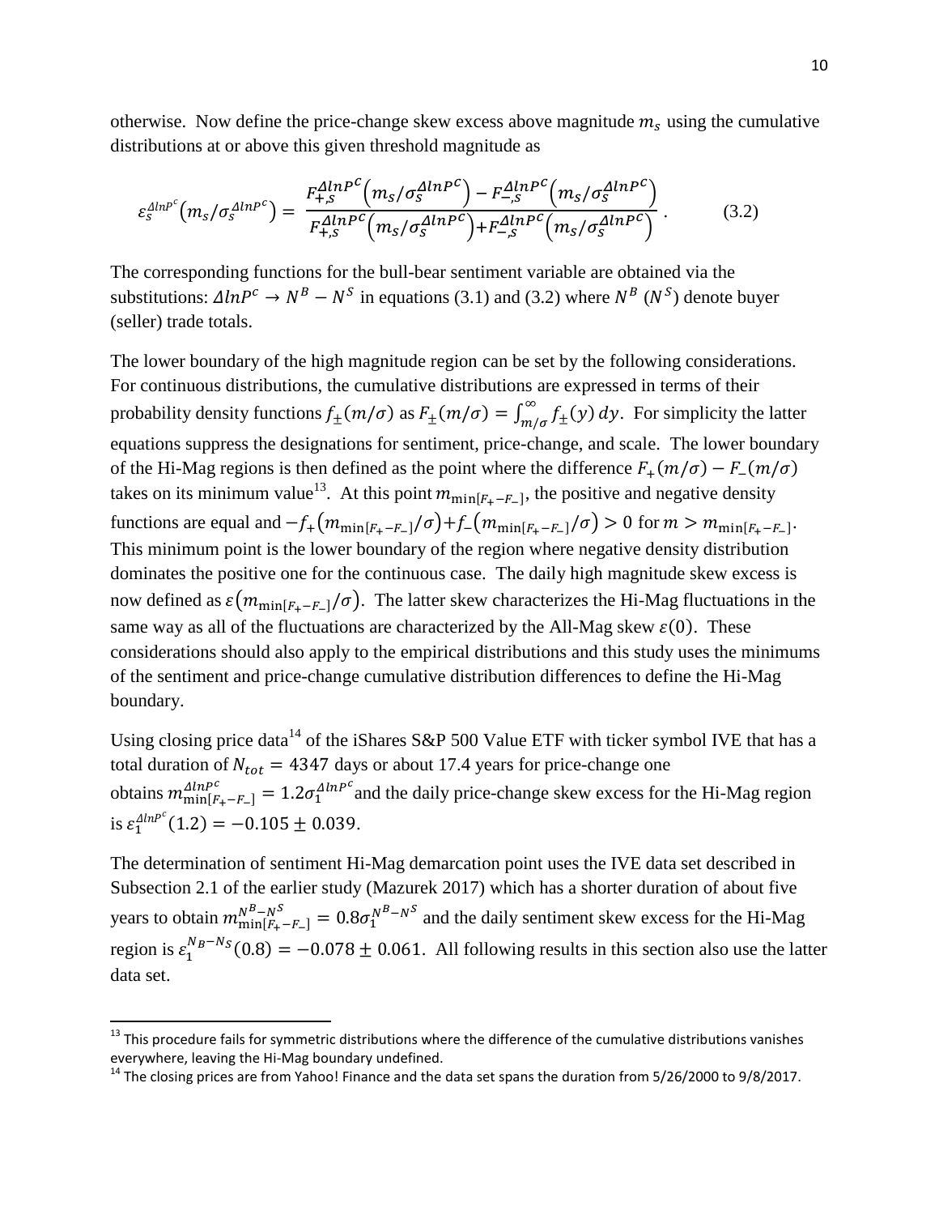otherwise. Now define the price-change skew excess above magnitude $m_s$ using the cumulative distributions at or above this given threshold magnitude as

$$\varepsilon_s^{\Delta lnP^c}\left(m_s/\sigma_s^{\Delta lnP^c}\right) = \frac{F_{+,s}^{\Delta lnP^c}\left(m_s/\sigma_s^{\Delta lnP^c}\right) - F_{-,s}^{\Delta lnP^c}\left(m_s/\sigma_s^{\Delta lnP^c}\right)}{F_{+,s}^{\Delta lnP^c}\left(m_s/\sigma_s^{\Delta lnP^c}\right) + F_{-,s}^{\Delta lnP^c}\left(m_s/\sigma_s^{\Delta lnP^c}\right)} \,. \qquad (3.2)$$

The corresponding functions for the bull-bear sentiment variable are obtained via the substitutions: $\Delta lnP^c \to N^B - N^S$ in equations (3.1) and (3.2) where $N^B$ ($N^S$) denote buyer (seller) trade totals.

The lower boundary of the high magnitude region can be set by the following considerations. For continuous distributions, the cumulative distributions are expressed in terms of their probability density functions $f_{\pm}(m/\sigma)$ as $F_{\pm}(m/\sigma) = \int_{m/\sigma}^{\infty} f_{\pm}(y)\,dy$. For simplicity the latter equations suppress the designations for sentiment, price-change, and scale. The lower boundary of the Hi-Mag regions is then defined as the point where the difference $F_{+}(m/\sigma) - F_{-}(m/\sigma)$ takes on its minimum value[13]. At this point $m_{\min[F_+ - F_-]}$, the positive and negative density functions are equal and $-f_{+}\left(m_{\min[F_+ - F_-]}/\sigma\right) + f_{-}\left(m_{\min[F_+ - F_-]}/\sigma\right) > 0$ for $m > m_{\min[F_+ - F_-]}$. This minimum point is the lower boundary of the region where negative density distribution dominates the positive one for the continuous case. The daily high magnitude skew excess is now defined as $\varepsilon\left(m_{\min[F_+ - F_-]}/\sigma\right)$. The latter skew characterizes the Hi-Mag fluctuations in the same way as all of the fluctuations are characterized by the All-Mag skew $\varepsilon(0)$. These considerations should also apply to the empirical distributions and this study uses the minimums of the sentiment and price-change cumulative distribution differences to define the Hi-Mag boundary.

Using closing price data[14] of the iShares S&P 500 Value ETF with ticker symbol IVE that has a total duration of $N_{tot} = 4347$ days or about 17.4 years for price-change one obtains $m_{\min[F_+ - F_-]}^{\Delta lnP^c} = 1.2\sigma_1^{\Delta lnP^c}$ and the daily price-change skew excess for the Hi-Mag region is $\varepsilon_1^{\Delta lnP^c}(1.2) = -0.105 \pm 0.039$.

The determination of sentiment Hi-Mag demarcation point uses the IVE data set described in Subsection 2.1 of the earlier study (Mazurek 2017) which has a shorter duration of about five years to obtain $m_{\min[F_+ - F_-]}^{N^B - N^S} = 0.8\sigma_1^{N^B - N^S}$ and the daily sentiment skew excess for the Hi-Mag region is $\varepsilon_1^{N_B - N_S}(0.8) = -0.078 \pm 0.061$. All following results in this section also use the latter data set.

---

[13] This procedure fails for symmetric distributions where the difference of the cumulative distributions vanishes everywhere, leaving the Hi-Mag boundary undefined.

[14] The closing prices are from Yahoo! Finance and the data set spans the duration from 5/26/2000 to 9/8/2017.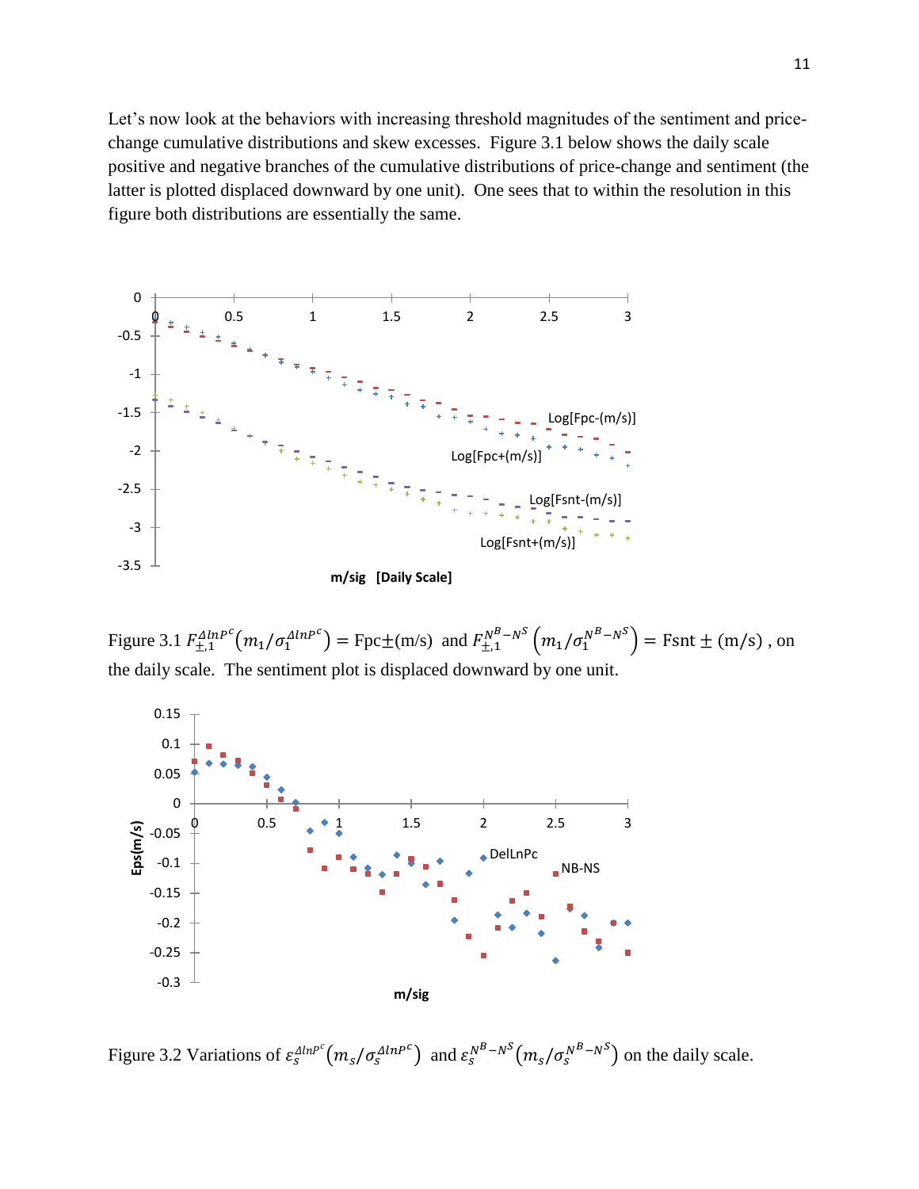Let's now look at the behaviors with increasing threshold magnitudes of the sentiment and price-change cumulative distributions and skew excesses. Figure 3.1 below shows the daily scale positive and negative branches of the cumulative distributions of price-change and sentiment (the latter is plotted displaced downward by one unit). One sees that to within the resolution in this figure both distributions are essentially the same.

Figure 3.1 $F_{\pm,1}^{\Delta lnP^c}\left(m_1/\sigma_1^{\Delta lnP^c}\right) = \text{Fpc}\pm(\text{m/s})$ and $F_{\pm,1}^{N^B-N^S}\left(m_1/\sigma_1^{N^B-N^S}\right) = \text{Fsnt}\pm(\text{m/s})$, on the daily scale. The sentiment plot is displaced downward by one unit.

Figure 3.2 Variations of $\varepsilon_s^{\Delta lnP^c}\left(m_s/\sigma_s^{\Delta lnP^c}\right)$ and $\varepsilon_s^{N^B-N^S}\left(m_s/\sigma_s^{N^B-N^S}\right)$ on the daily scale.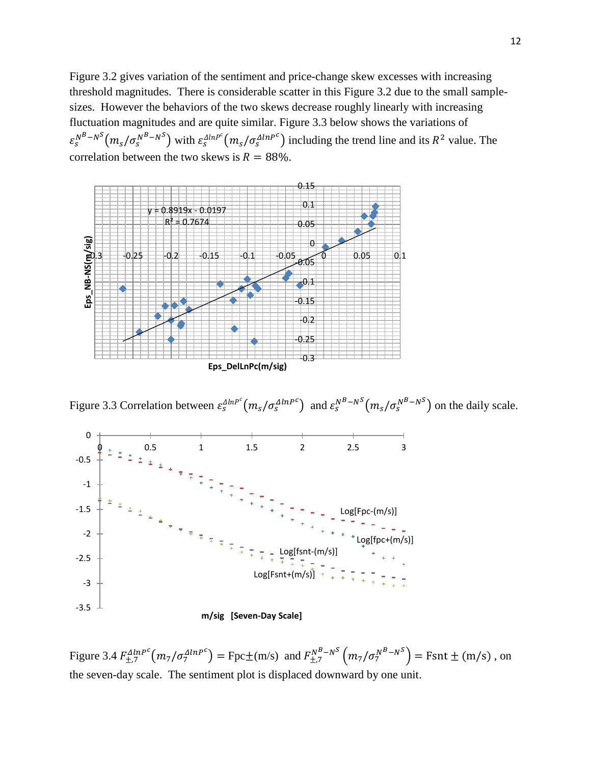Figure 3.2 gives variation of the sentiment and price-change skew excesses with increasing threshold magnitudes. There is considerable scatter in this Figure 3.2 due to the small sample-sizes. However the behaviors of the two skews decrease roughly linearly with increasing fluctuation magnitudes and are quite similar. Figure 3.3 below shows the variations of $\varepsilon_s^{N^B-N^S}(m_s/\sigma_s^{N^B-N^S})$ with $\varepsilon_s^{\Delta lnP^c}(m_s/\sigma_s^{\Delta lnP^c})$ including the trend line and its $R^2$ value. The correlation between the two skews is $R = 88\%$.

Figure 3.3 Correlation between $\varepsilon_s^{\Delta lnP^c}(m_s/\sigma_s^{\Delta lnP^c})$ and $\varepsilon_s^{N^B-N^S}(m_s/\sigma_s^{N^B-N^S})$ on the daily scale.

Figure 3.4 $F_{\pm,7}^{\Delta lnP^c}(m_7/\sigma_7^{\Delta lnP^c}) = \text{Fpc}\pm(\text{m/s})$ and $F_{\pm,7}^{N^B-N^S}(m_7/\sigma_7^{N^B-N^S}) = \text{Fsnt} \pm (\text{m/s})$, on the seven-day scale. The sentiment plot is displaced downward by one unit.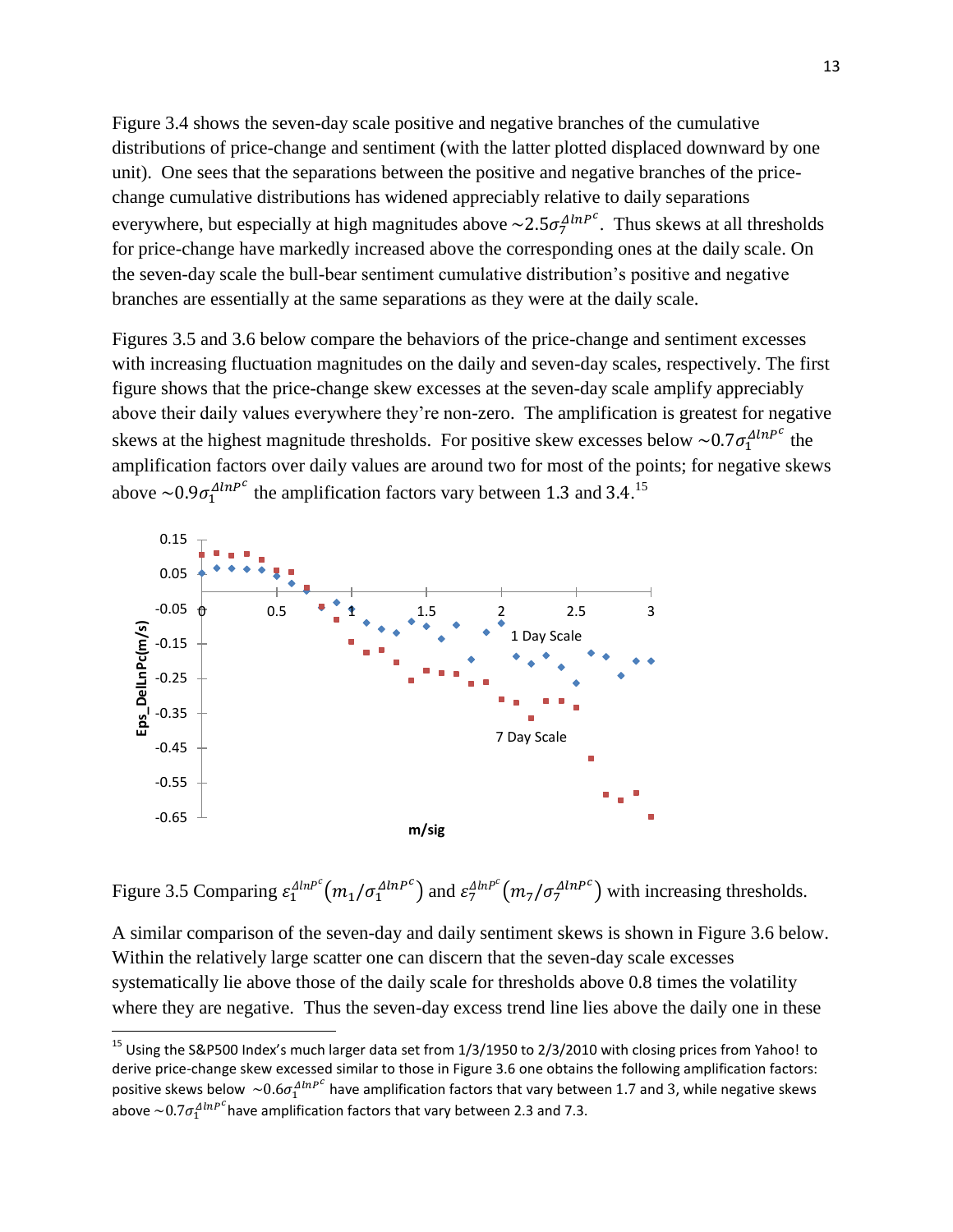Figure 3.4 shows the seven-day scale positive and negative branches of the cumulative distributions of price-change and sentiment (with the latter plotted displaced downward by one unit). One sees that the separations between the positive and negative branches of the price-change cumulative distributions has widened appreciably relative to daily separations everywhere, but especially at high magnitudes above $\sim 2.5\sigma_7^{\Delta lnP^c}$. Thus skews at all thresholds for price-change have markedly increased above the corresponding ones at the daily scale. On the seven-day scale the bull-bear sentiment cumulative distribution's positive and negative branches are essentially at the same separations as they were at the daily scale.

Figures 3.5 and 3.6 below compare the behaviors of the price-change and sentiment excesses with increasing fluctuation magnitudes on the daily and seven-day scales, respectively. The first figure shows that the price-change skew excesses at the seven-day scale amplify appreciably above their daily values everywhere they're non-zero. The amplification is greatest for negative skews at the highest magnitude thresholds. For positive skew excesses below $\sim 0.7\sigma_1^{\Delta lnP^c}$ the amplification factors over daily values are around two for most of the points; for negative skews above $\sim 0.9\sigma_1^{\Delta lnP^c}$ the amplification factors vary between 1.3 and 3.4.[15]

Figure 3.5 Comparing $\varepsilon_1^{\Delta lnP^c}(m_1/\sigma_1^{\Delta lnP^c})$ and $\varepsilon_7^{\Delta lnP^c}(m_7/\sigma_7^{\Delta lnP^c})$ with increasing thresholds.

A similar comparison of the seven-day and daily sentiment skews is shown in Figure 3.6 below. Within the relatively large scatter one can discern that the seven-day scale excesses systematically lie above those of the daily scale for thresholds above 0.8 times the volatility where they are negative. Thus the seven-day excess trend line lies above the daily one in these

[15] Using the S&P500 Index's much larger data set from 1/3/1950 to 2/3/2010 with closing prices from Yahoo! to derive price-change skew excessed similar to those in Figure 3.6 one obtains the following amplification factors: positive skews below $\sim 0.6\sigma_1^{\Delta lnP^c}$ have amplification factors that vary between 1.7 and 3, while negative skews above $\sim 0.7\sigma_1^{\Delta lnP^c}$ have amplification factors that vary between 2.3 and 7.3.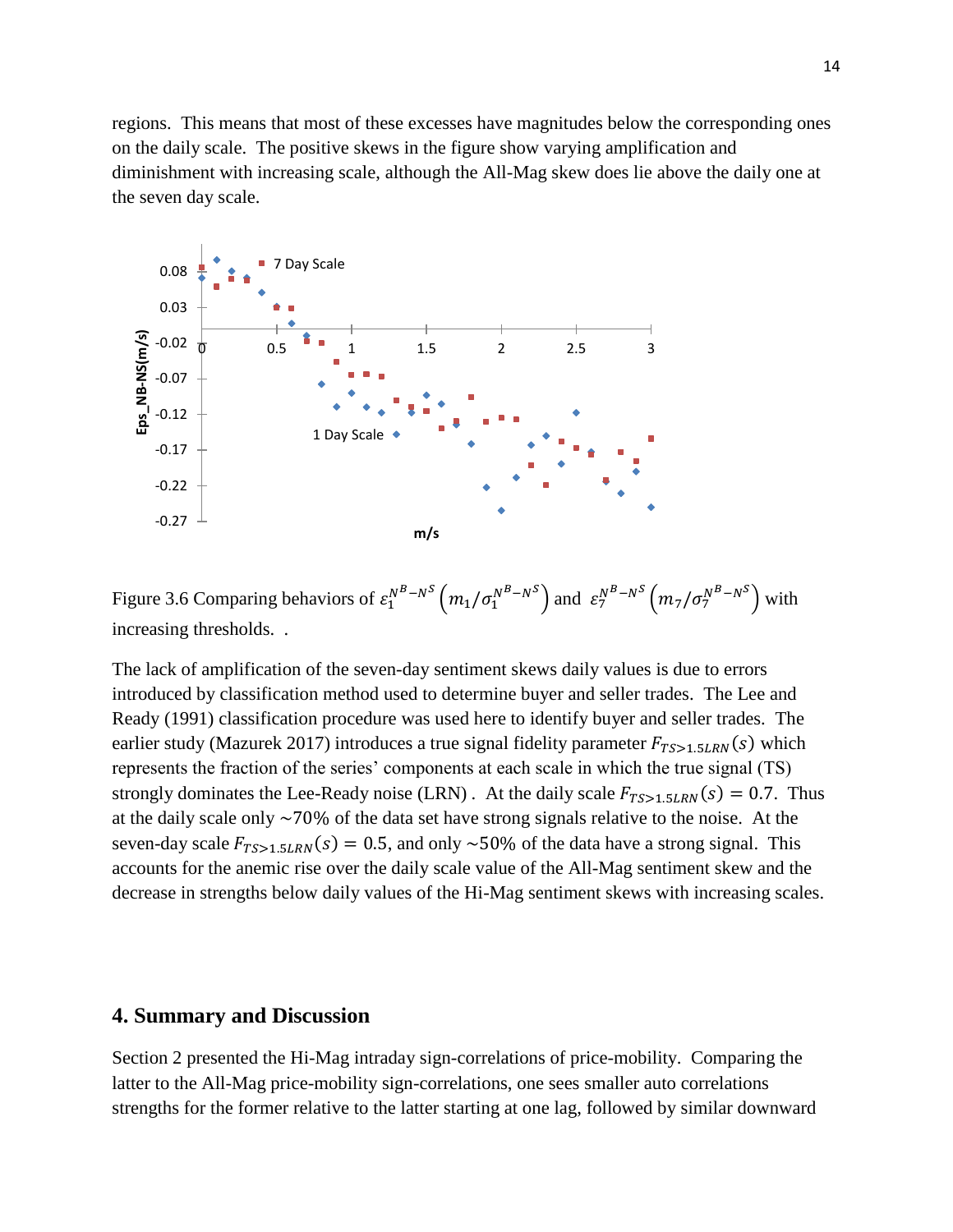regions. This means that most of these excesses have magnitudes below the corresponding ones on the daily scale. The positive skews in the figure show varying amplification and diminishment with increasing scale, although the All-Mag skew does lie above the daily one at the seven day scale.

Figure 3.6 Comparing behaviors of $\varepsilon_1^{N^B-N^S}\left(m_1/\sigma_1^{N^B-N^S}\right)$ and $\varepsilon_7^{N^B-N^S}\left(m_7/\sigma_7^{N^B-N^S}\right)$ with increasing thresholds. .

The lack of amplification of the seven-day sentiment skews daily values is due to errors introduced by classification method used to determine buyer and seller trades. The Lee and Ready (1991) classification procedure was used here to identify buyer and seller trades. The earlier study (Mazurek 2017) introduces a true signal fidelity parameter $F_{TS>1.5LRN}(s)$ which represents the fraction of the series' components at each scale in which the true signal (TS) strongly dominates the Lee-Ready noise (LRN) . At the daily scale $F_{TS>1.5LRN}(s) = 0.7$. Thus at the daily scale only ~70% of the data set have strong signals relative to the noise. At the seven-day scale $F_{TS>1.5LRN}(s) = 0.5$, and only ~50% of the data have a strong signal. This accounts for the anemic rise over the daily scale value of the All-Mag sentiment skew and the decrease in strengths below daily values of the Hi-Mag sentiment skews with increasing scales.

## 4. Summary and Discussion

Section 2 presented the Hi-Mag intraday sign-correlations of price-mobility. Comparing the latter to the All-Mag price-mobility sign-correlations, one sees smaller auto correlations strengths for the former relative to the latter starting at one lag, followed by similar downward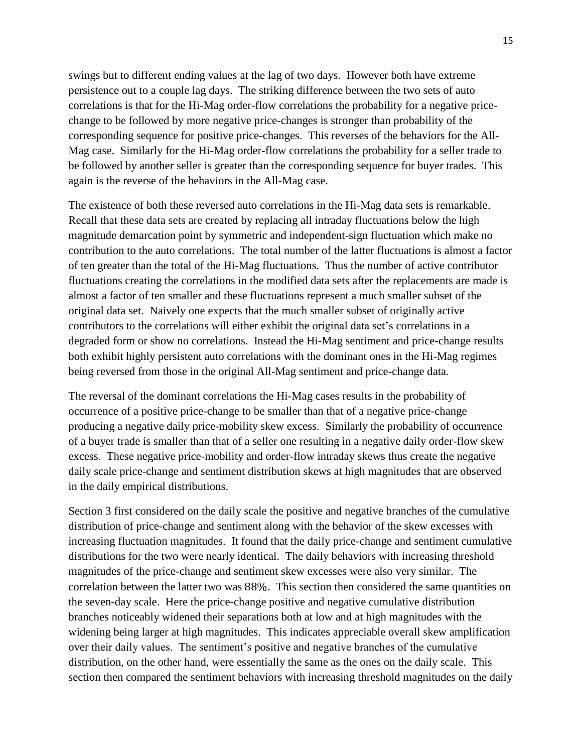swings but to different ending values at the lag of two days. However both have extreme persistence out to a couple lag days. The striking difference between the two sets of auto correlations is that for the Hi-Mag order-flow correlations the probability for a negative price-change to be followed by more negative price-changes is stronger than probability of the corresponding sequence for positive price-changes. This reverses of the behaviors for the All-Mag case. Similarly for the Hi-Mag order-flow correlations the probability for a seller trade to be followed by another seller is greater than the corresponding sequence for buyer trades. This again is the reverse of the behaviors in the All-Mag case.

The existence of both these reversed auto correlations in the Hi-Mag data sets is remarkable. Recall that these data sets are created by replacing all intraday fluctuations below the high magnitude demarcation point by symmetric and independent-sign fluctuation which make no contribution to the auto correlations. The total number of the latter fluctuations is almost a factor of ten greater than the total of the Hi-Mag fluctuations. Thus the number of active contributor fluctuations creating the correlations in the modified data sets after the replacements are made is almost a factor of ten smaller and these fluctuations represent a much smaller subset of the original data set. Naively one expects that the much smaller subset of originally active contributors to the correlations will either exhibit the original data set's correlations in a degraded form or show no correlations. Instead the Hi-Mag sentiment and price-change results both exhibit highly persistent auto correlations with the dominant ones in the Hi-Mag regimes being reversed from those in the original All-Mag sentiment and price-change data.

The reversal of the dominant correlations the Hi-Mag cases results in the probability of occurrence of a positive price-change to be smaller than that of a negative price-change producing a negative daily price-mobility skew excess. Similarly the probability of occurrence of a buyer trade is smaller than that of a seller one resulting in a negative daily order-flow skew excess. These negative price-mobility and order-flow intraday skews thus create the negative daily scale price-change and sentiment distribution skews at high magnitudes that are observed in the daily empirical distributions.

Section 3 first considered on the daily scale the positive and negative branches of the cumulative distribution of price-change and sentiment along with the behavior of the skew excesses with increasing fluctuation magnitudes. It found that the daily price-change and sentiment cumulative distributions for the two were nearly identical. The daily behaviors with increasing threshold magnitudes of the price-change and sentiment skew excesses were also very similar. The correlation between the latter two was 88%. This section then considered the same quantities on the seven-day scale. Here the price-change positive and negative cumulative distribution branches noticeably widened their separations both at low and at high magnitudes with the widening being larger at high magnitudes. This indicates appreciable overall skew amplification over their daily values. The sentiment's positive and negative branches of the cumulative distribution, on the other hand, were essentially the same as the ones on the daily scale. This section then compared the sentiment behaviors with increasing threshold magnitudes on the daily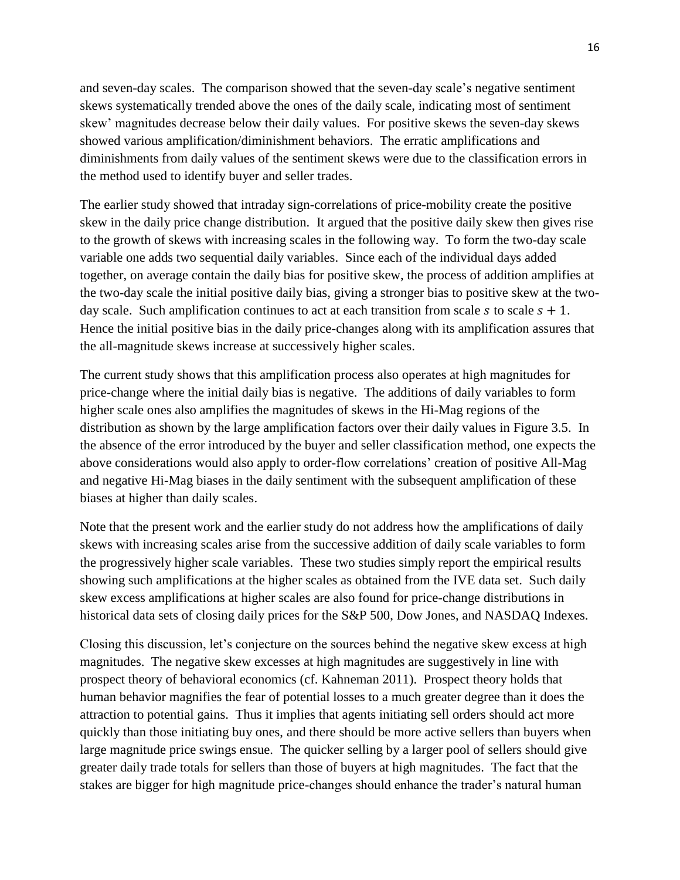and seven-day scales. The comparison showed that the seven-day scale's negative sentiment skews systematically trended above the ones of the daily scale, indicating most of sentiment skew' magnitudes decrease below their daily values. For positive skews the seven-day skews showed various amplification/diminishment behaviors. The erratic amplifications and diminishments from daily values of the sentiment skews were due to the classification errors in the method used to identify buyer and seller trades.

The earlier study showed that intraday sign-correlations of price-mobility create the positive skew in the daily price change distribution. It argued that the positive daily skew then gives rise to the growth of skews with increasing scales in the following way. To form the two-day scale variable one adds two sequential daily variables. Since each of the individual days added together, on average contain the daily bias for positive skew, the process of addition amplifies at the two-day scale the initial positive daily bias, giving a stronger bias to positive skew at the two-day scale. Such amplification continues to act at each transition from scale $s$ to scale $s + 1$. Hence the initial positive bias in the daily price-changes along with its amplification assures that the all-magnitude skews increase at successively higher scales.

The current study shows that this amplification process also operates at high magnitudes for price-change where the initial daily bias is negative. The additions of daily variables to form higher scale ones also amplifies the magnitudes of skews in the Hi-Mag regions of the distribution as shown by the large amplification factors over their daily values in Figure 3.5. In the absence of the error introduced by the buyer and seller classification method, one expects the above considerations would also apply to order-flow correlations' creation of positive All-Mag and negative Hi-Mag biases in the daily sentiment with the subsequent amplification of these biases at higher than daily scales.

Note that the present work and the earlier study do not address how the amplifications of daily skews with increasing scales arise from the successive addition of daily scale variables to form the progressively higher scale variables. These two studies simply report the empirical results showing such amplifications at the higher scales as obtained from the IVE data set. Such daily skew excess amplifications at higher scales are also found for price-change distributions in historical data sets of closing daily prices for the S&P 500, Dow Jones, and NASDAQ Indexes.

Closing this discussion, let's conjecture on the sources behind the negative skew excess at high magnitudes. The negative skew excesses at high magnitudes are suggestively in line with prospect theory of behavioral economics (cf. Kahneman 2011). Prospect theory holds that human behavior magnifies the fear of potential losses to a much greater degree than it does the attraction to potential gains. Thus it implies that agents initiating sell orders should act more quickly than those initiating buy ones, and there should be more active sellers than buyers when large magnitude price swings ensue. The quicker selling by a larger pool of sellers should give greater daily trade totals for sellers than those of buyers at high magnitudes. The fact that the stakes are bigger for high magnitude price-changes should enhance the trader's natural human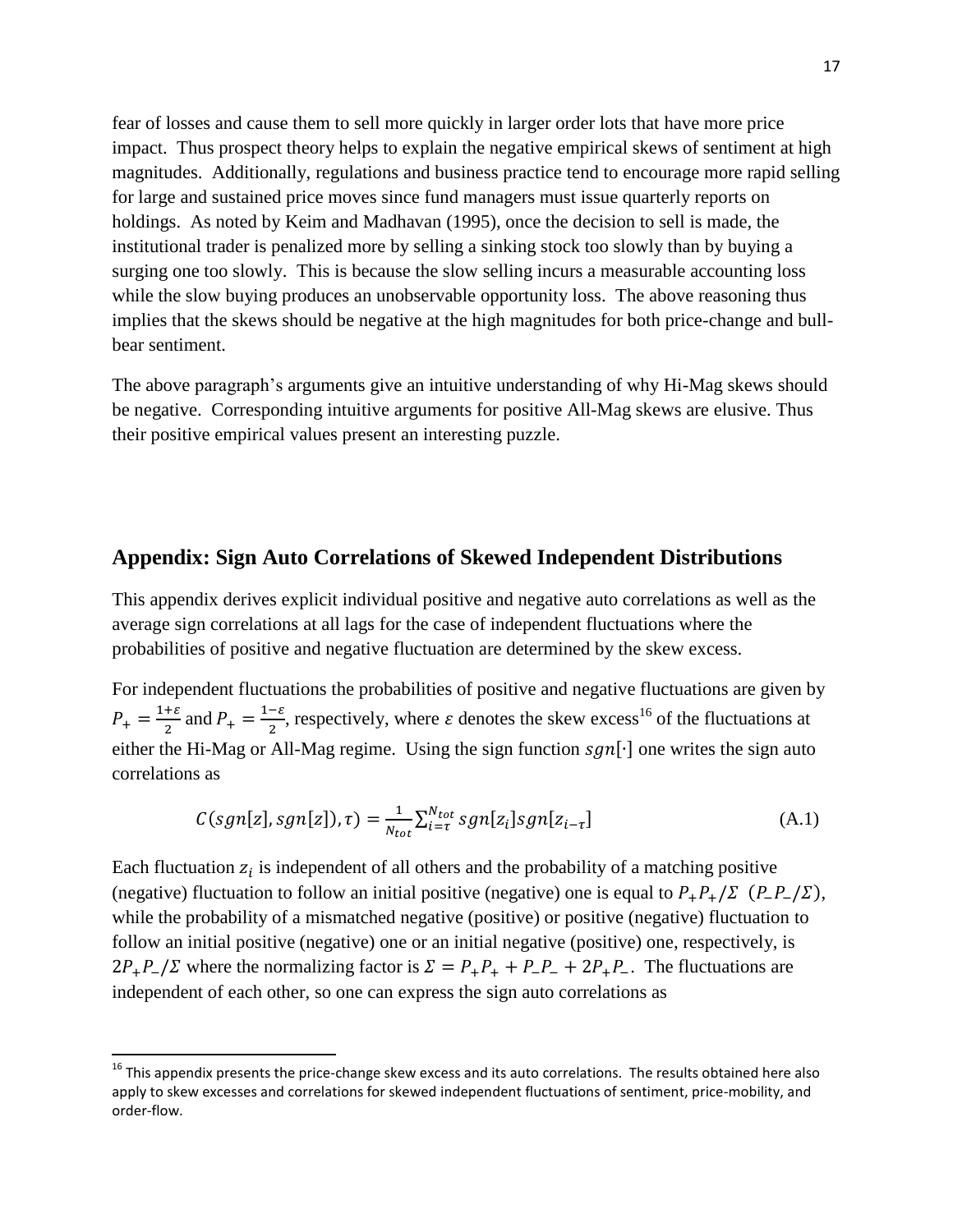fear of losses and cause them to sell more quickly in larger order lots that have more price impact. Thus prospect theory helps to explain the negative empirical skews of sentiment at high magnitudes. Additionally, regulations and business practice tend to encourage more rapid selling for large and sustained price moves since fund managers must issue quarterly reports on holdings. As noted by Keim and Madhavan (1995), once the decision to sell is made, the institutional trader is penalized more by selling a sinking stock too slowly than by buying a surging one too slowly. This is because the slow selling incurs a measurable accounting loss while the slow buying produces an unobservable opportunity loss. The above reasoning thus implies that the skews should be negative at the high magnitudes for both price-change and bull-bear sentiment.

The above paragraph's arguments give an intuitive understanding of why Hi-Mag skews should be negative. Corresponding intuitive arguments for positive All-Mag skews are elusive. Thus their positive empirical values present an interesting puzzle.

## Appendix: Sign Auto Correlations of Skewed Independent Distributions

This appendix derives explicit individual positive and negative auto correlations as well as the average sign correlations at all lags for the case of independent fluctuations where the probabilities of positive and negative fluctuation are determined by the skew excess.

For independent fluctuations the probabilities of positive and negative fluctuations are given by $P_+ = \frac{1+\varepsilon}{2}$ and $P_+ = \frac{1-\varepsilon}{2}$, respectively, where $\varepsilon$ denotes the skew excess[16] of the fluctuations at either the Hi-Mag or All-Mag regime. Using the sign function $sgn[\cdot]$ one writes the sign auto correlations as

$$C(sgn[z], sgn[z]), \tau) = \frac{1}{N_{tot}} \sum_{i=\tau}^{N_{tot}} sgn[z_i] sgn[z_{i-\tau}] \tag{A.1}$$

Each fluctuation $z_i$ is independent of all others and the probability of a matching positive (negative) fluctuation to follow an initial positive (negative) one is equal to $P_+P_+/\Sigma$ $(P_-P_-/\Sigma)$, while the probability of a mismatched negative (positive) or positive (negative) fluctuation to follow an initial positive (negative) one or an initial negative (positive) one, respectively, is $2P_+P_-/\Sigma$ where the normalizing factor is $\Sigma = P_+P_+ + P_-P_- + 2P_+P_-$. The fluctuations are independent of each other, so one can express the sign auto correlations as

[16] This appendix presents the price-change skew excess and its auto correlations. The results obtained here also apply to skew excesses and correlations for skewed independent fluctuations of sentiment, price-mobility, and order-flow.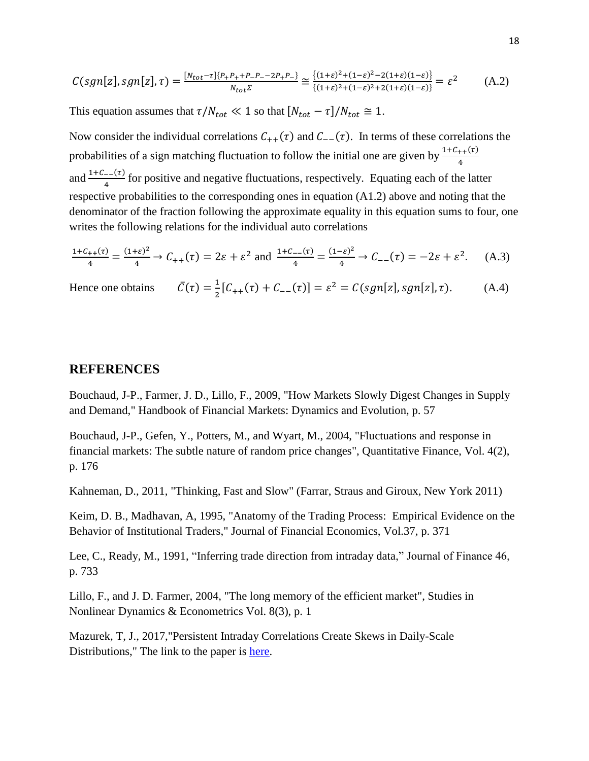$$C(sgn[z], sgn[z], \tau) = \frac{[N_{tot} - \tau]\{P_+P_+ + P_-P_- - 2P_+P_-\}}{N_{tot}\Sigma} \cong \frac{\{(1+\varepsilon)^2 + (1-\varepsilon)^2 - 2(1+\varepsilon)(1-\varepsilon)\}}{\{(1+\varepsilon)^2 + (1-\varepsilon)^2 + 2(1+\varepsilon)(1-\varepsilon)\}} = \varepsilon^2 \qquad \text{(A.2)}$$

This equation assumes that $\tau/N_{tot} \ll 1$ so that $[N_{tot} - \tau]/N_{tot} \cong 1$.

Now consider the individual correlations $C_{++}(\tau)$ and $C_{--}(\tau)$. In terms of these correlations the probabilities of a sign matching fluctuation to follow the initial one are given by $\frac{1+C_{++}(\tau)}{4}$ and $\frac{1+C_{--}(\tau)}{4}$ for positive and negative fluctuations, respectively. Equating each of the latter respective probabilities to the corresponding ones in equation (A1.2) above and noting that the denominator of the fraction following the approximate equality in this equation sums to four, one writes the following relations for the individual auto correlations

$$\frac{1+C_{++}(\tau)}{4} = \frac{(1+\varepsilon)^2}{4} \rightarrow C_{++}(\tau) = 2\varepsilon + \varepsilon^2 \text{ and } \frac{1+C_{--}(\tau)}{4} = \frac{(1-\varepsilon)^2}{4} \rightarrow C_{--}(\tau) = -2\varepsilon + \varepsilon^2. \qquad \text{(A.3)}$$

Hence one obtains
$$\bar{C}(\tau) = \frac{1}{2}[C_{++}(\tau) + C_{--}(\tau)] = \varepsilon^2 = C(sgn[z], sgn[z], \tau). \qquad \text{(A.4)}$$

## REFERENCES

Bouchaud, J-P., Farmer, J. D., Lillo, F., 2009, "How Markets Slowly Digest Changes in Supply and Demand," Handbook of Financial Markets: Dynamics and Evolution, p. 57

Bouchaud, J-P., Gefen, Y., Potters, M., and Wyart, M., 2004, "Fluctuations and response in financial markets: The subtle nature of random price changes", Quantitative Finance, Vol. 4(2), p. 176

Kahneman, D., 2011, "Thinking, Fast and Slow" (Farrar, Straus and Giroux, New York 2011)

Keim, D. B., Madhavan, A, 1995, "Anatomy of the Trading Process: Empirical Evidence on the Behavior of Institutional Traders," Journal of Financial Economics, Vol.37, p. 371

Lee, C., Ready, M., 1991, "Inferring trade direction from intraday data," Journal of Finance 46, p. 733

Lillo, F., and J. D. Farmer, 2004, "The long memory of the efficient market", Studies in Nonlinear Dynamics & Econometrics Vol. 8(3), p. 1

Mazurek, T, J., 2017,"Persistent Intraday Correlations Create Skews in Daily-Scale Distributions," The link to the paper is here.